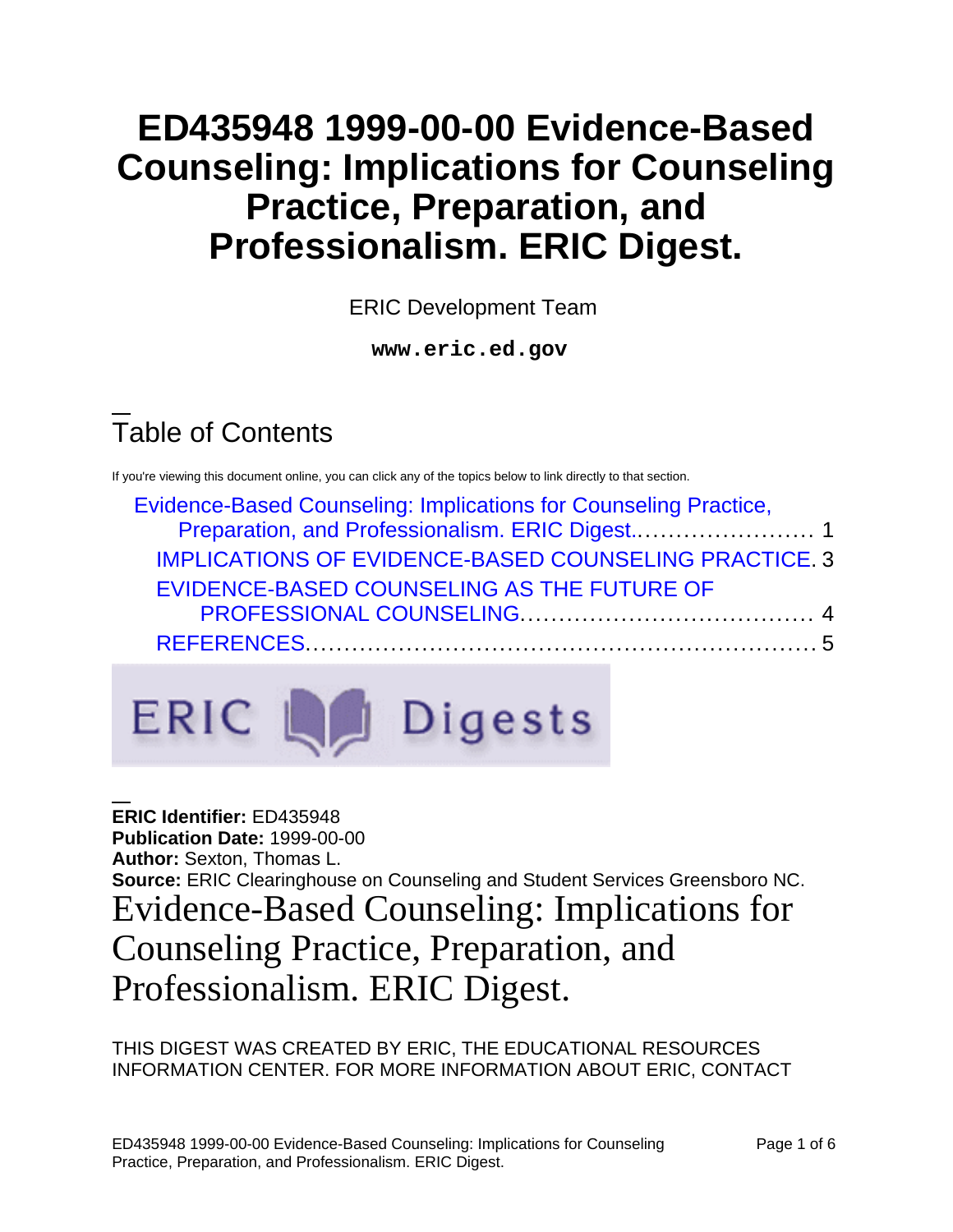# ED435948 1999-00-00 Evidence-Based Counseling: Implications for Counseling Practice, Preparation, and Professionalism. ERIC Digest.

ERIC Development Team

**www.eric.ed.gov**

## Table of Contents

If you're viewing this document online, you can click any of the topics below to link directly to that section.

- Evidence-Based Counseling: Implications for Counseling Practice, Preparation, and Professionalism. ERIC Digest....................... 1
  - IMPLICATIONS OF EVIDENCE-BASED COUNSELING PRACTICE. 3
  - EVIDENCE-BASED COUNSELING AS THE FUTURE OF PROFESSIONAL COUNSELING...................................... 4
  - REFERENCES................................................................. 5

ERIC Digests

**ERIC Identifier:** ED435948
**Publication Date:** 1999-00-00
**Author:** Sexton, Thomas L.
**Source:** ERIC Clearinghouse on Counseling and Student Services Greensboro NC.

# Evidence-Based Counseling: Implications for Counseling Practice, Preparation, and Professionalism. ERIC Digest.

THIS DIGEST WAS CREATED BY ERIC, THE EDUCATIONAL RESOURCES INFORMATION CENTER. FOR MORE INFORMATION ABOUT ERIC, CONTACT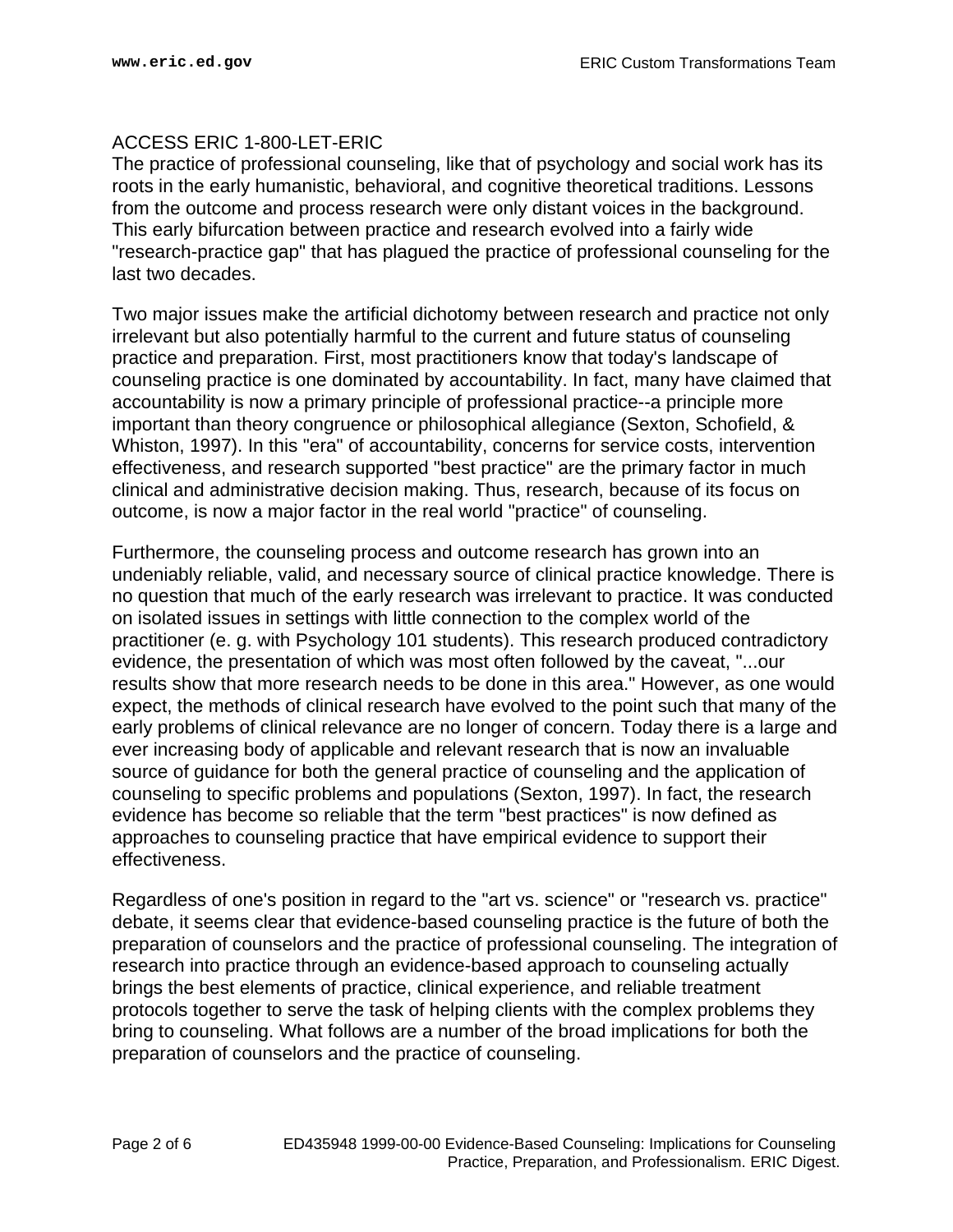ACCESS ERIC 1-800-LET-ERIC

The practice of professional counseling, like that of psychology and social work has its roots in the early humanistic, behavioral, and cognitive theoretical traditions. Lessons from the outcome and process research were only distant voices in the background. This early bifurcation between practice and research evolved into a fairly wide "research-practice gap" that has plagued the practice of professional counseling for the last two decades.

Two major issues make the artificial dichotomy between research and practice not only irrelevant but also potentially harmful to the current and future status of counseling practice and preparation. First, most practitioners know that today's landscape of counseling practice is one dominated by accountability. In fact, many have claimed that accountability is now a primary principle of professional practice--a principle more important than theory congruence or philosophical allegiance (Sexton, Schofield, & Whiston, 1997). In this "era" of accountability, concerns for service costs, intervention effectiveness, and research supported "best practice" are the primary factor in much clinical and administrative decision making. Thus, research, because of its focus on outcome, is now a major factor in the real world "practice" of counseling.

Furthermore, the counseling process and outcome research has grown into an undeniably reliable, valid, and necessary source of clinical practice knowledge. There is no question that much of the early research was irrelevant to practice. It was conducted on isolated issues in settings with little connection to the complex world of the practitioner (e. g. with Psychology 101 students). This research produced contradictory evidence, the presentation of which was most often followed by the caveat, "...our results show that more research needs to be done in this area." However, as one would expect, the methods of clinical research have evolved to the point such that many of the early problems of clinical relevance are no longer of concern. Today there is a large and ever increasing body of applicable and relevant research that is now an invaluable source of guidance for both the general practice of counseling and the application of counseling to specific problems and populations (Sexton, 1997). In fact, the research evidence has become so reliable that the term "best practices" is now defined as approaches to counseling practice that have empirical evidence to support their effectiveness.

Regardless of one's position in regard to the "art vs. science" or "research vs. practice" debate, it seems clear that evidence-based counseling practice is the future of both the preparation of counselors and the practice of professional counseling. The integration of research into practice through an evidence-based approach to counseling actually brings the best elements of practice, clinical experience, and reliable treatment protocols together to serve the task of helping clients with the complex problems they bring to counseling. What follows are a number of the broad implications for both the preparation of counselors and the practice of counseling.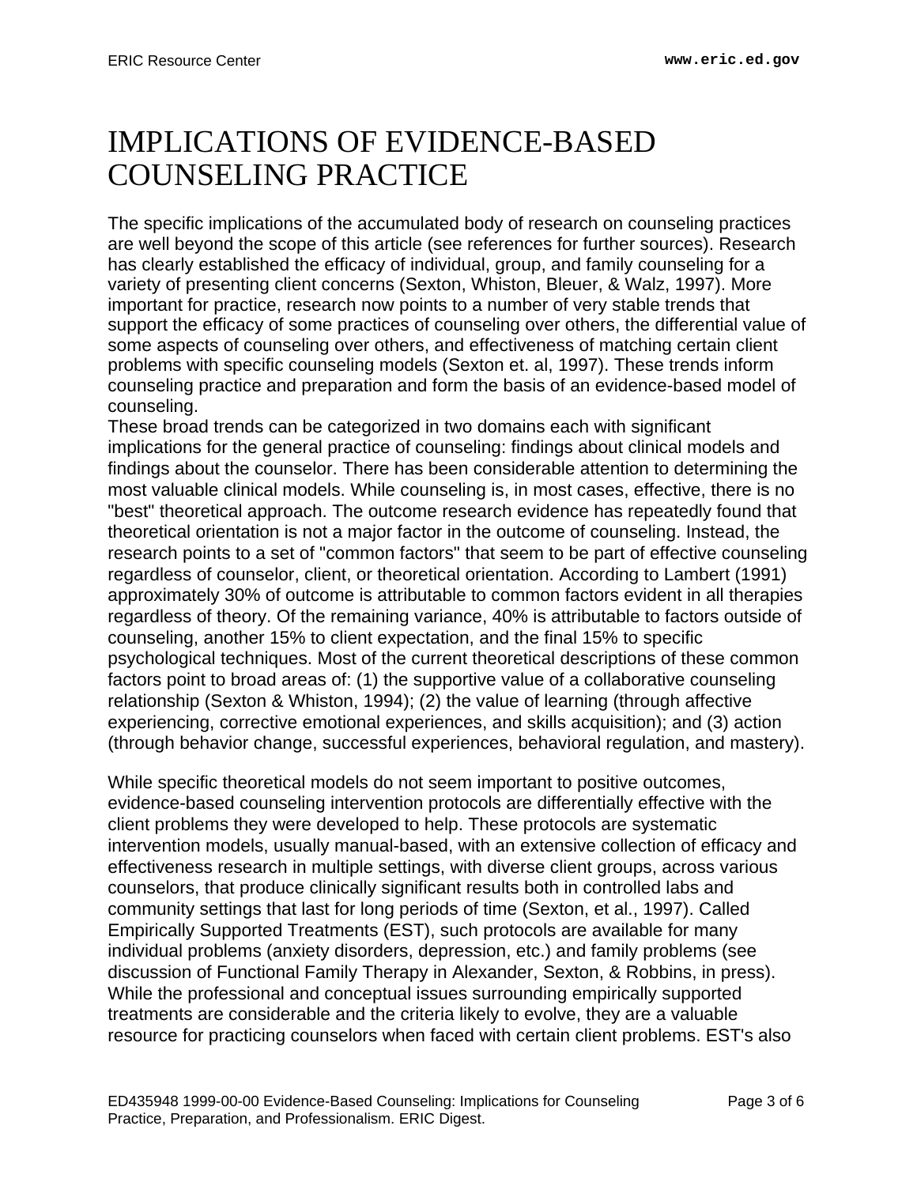# IMPLICATIONS OF EVIDENCE-BASED COUNSELING PRACTICE

The specific implications of the accumulated body of research on counseling practices are well beyond the scope of this article (see references for further sources). Research has clearly established the efficacy of individual, group, and family counseling for a variety of presenting client concerns (Sexton, Whiston, Bleuer, & Walz, 1997). More important for practice, research now points to a number of very stable trends that support the efficacy of some practices of counseling over others, the differential value of some aspects of counseling over others, and effectiveness of matching certain client problems with specific counseling models (Sexton et. al, 1997). These trends inform counseling practice and preparation and form the basis of an evidence-based model of counseling.

These broad trends can be categorized in two domains each with significant implications for the general practice of counseling: findings about clinical models and findings about the counselor. There has been considerable attention to determining the most valuable clinical models. While counseling is, in most cases, effective, there is no "best" theoretical approach. The outcome research evidence has repeatedly found that theoretical orientation is not a major factor in the outcome of counseling. Instead, the research points to a set of "common factors" that seem to be part of effective counseling regardless of counselor, client, or theoretical orientation. According to Lambert (1991) approximately 30% of outcome is attributable to common factors evident in all therapies regardless of theory. Of the remaining variance, 40% is attributable to factors outside of counseling, another 15% to client expectation, and the final 15% to specific psychological techniques. Most of the current theoretical descriptions of these common factors point to broad areas of: (1) the supportive value of a collaborative counseling relationship (Sexton & Whiston, 1994); (2) the value of learning (through affective experiencing, corrective emotional experiences, and skills acquisition); and (3) action (through behavior change, successful experiences, behavioral regulation, and mastery).

While specific theoretical models do not seem important to positive outcomes, evidence-based counseling intervention protocols are differentially effective with the client problems they were developed to help. These protocols are systematic intervention models, usually manual-based, with an extensive collection of efficacy and effectiveness research in multiple settings, with diverse client groups, across various counselors, that produce clinically significant results both in controlled labs and community settings that last for long periods of time (Sexton, et al., 1997). Called Empirically Supported Treatments (EST), such protocols are available for many individual problems (anxiety disorders, depression, etc.) and family problems (see discussion of Functional Family Therapy in Alexander, Sexton, & Robbins, in press). While the professional and conceptual issues surrounding empirically supported treatments are considerable and the criteria likely to evolve, they are a valuable resource for practicing counselors when faced with certain client problems. EST's also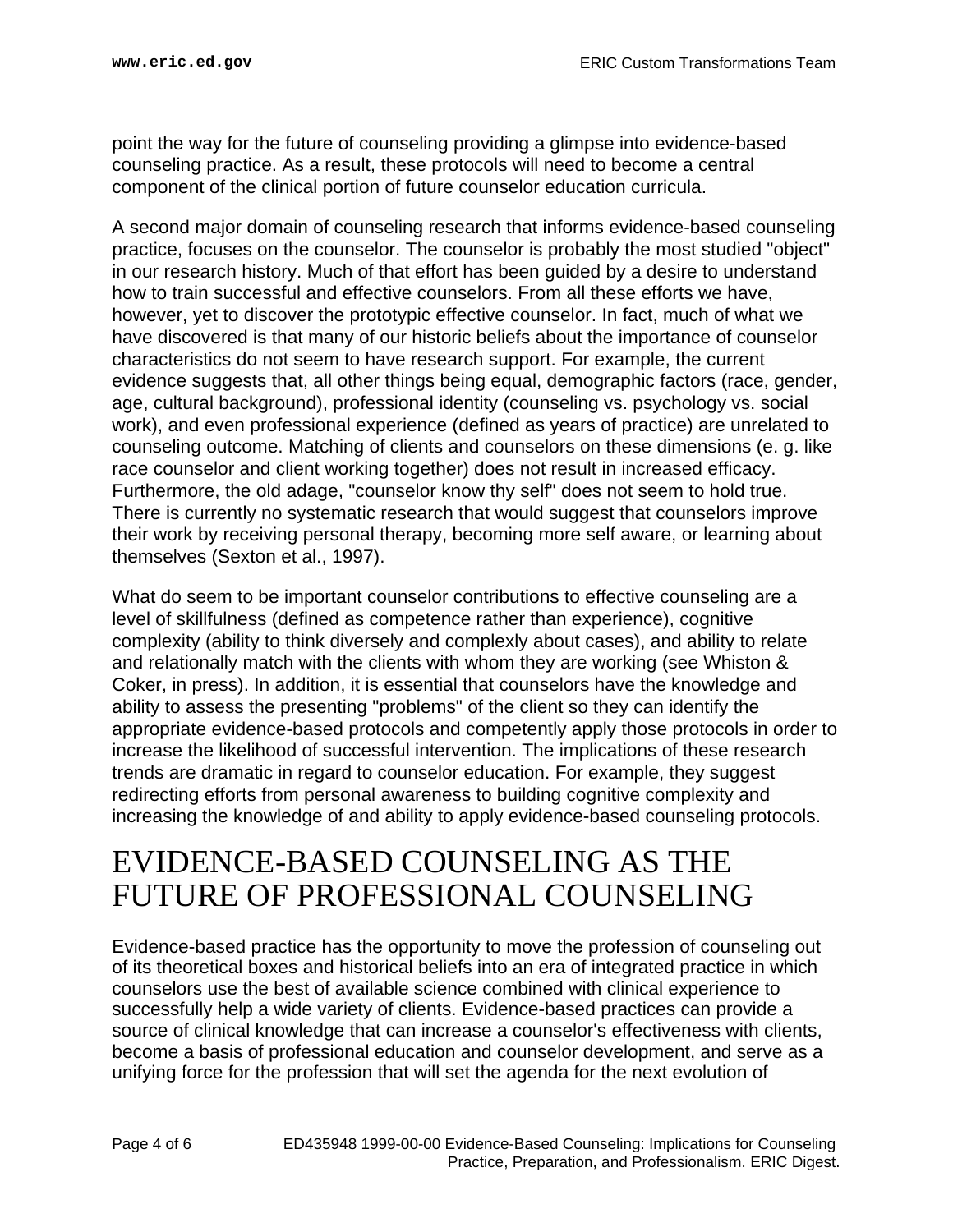point the way for the future of counseling providing a glimpse into evidence-based counseling practice. As a result, these protocols will need to become a central component of the clinical portion of future counselor education curricula.

A second major domain of counseling research that informs evidence-based counseling practice, focuses on the counselor. The counselor is probably the most studied "object" in our research history. Much of that effort has been guided by a desire to understand how to train successful and effective counselors. From all these efforts we have, however, yet to discover the prototypic effective counselor. In fact, much of what we have discovered is that many of our historic beliefs about the importance of counselor characteristics do not seem to have research support. For example, the current evidence suggests that, all other things being equal, demographic factors (race, gender, age, cultural background), professional identity (counseling vs. psychology vs. social work), and even professional experience (defined as years of practice) are unrelated to counseling outcome. Matching of clients and counselors on these dimensions (e. g. like race counselor and client working together) does not result in increased efficacy. Furthermore, the old adage, "counselor know thy self" does not seem to hold true. There is currently no systematic research that would suggest that counselors improve their work by receiving personal therapy, becoming more self aware, or learning about themselves (Sexton et al., 1997).

What do seem to be important counselor contributions to effective counseling are a level of skillfulness (defined as competence rather than experience), cognitive complexity (ability to think diversely and complexly about cases), and ability to relate and relationally match with the clients with whom they are working (see Whiston & Coker, in press). In addition, it is essential that counselors have the knowledge and ability to assess the presenting "problems" of the client so they can identify the appropriate evidence-based protocols and competently apply those protocols in order to increase the likelihood of successful intervention. The implications of these research trends are dramatic in regard to counselor education. For example, they suggest redirecting efforts from personal awareness to building cognitive complexity and increasing the knowledge of and ability to apply evidence-based counseling protocols.

# EVIDENCE-BASED COUNSELING AS THE FUTURE OF PROFESSIONAL COUNSELING

Evidence-based practice has the opportunity to move the profession of counseling out of its theoretical boxes and historical beliefs into an era of integrated practice in which counselors use the best of available science combined with clinical experience to successfully help a wide variety of clients. Evidence-based practices can provide a source of clinical knowledge that can increase a counselor's effectiveness with clients, become a basis of professional education and counselor development, and serve as a unifying force for the profession that will set the agenda for the next evolution of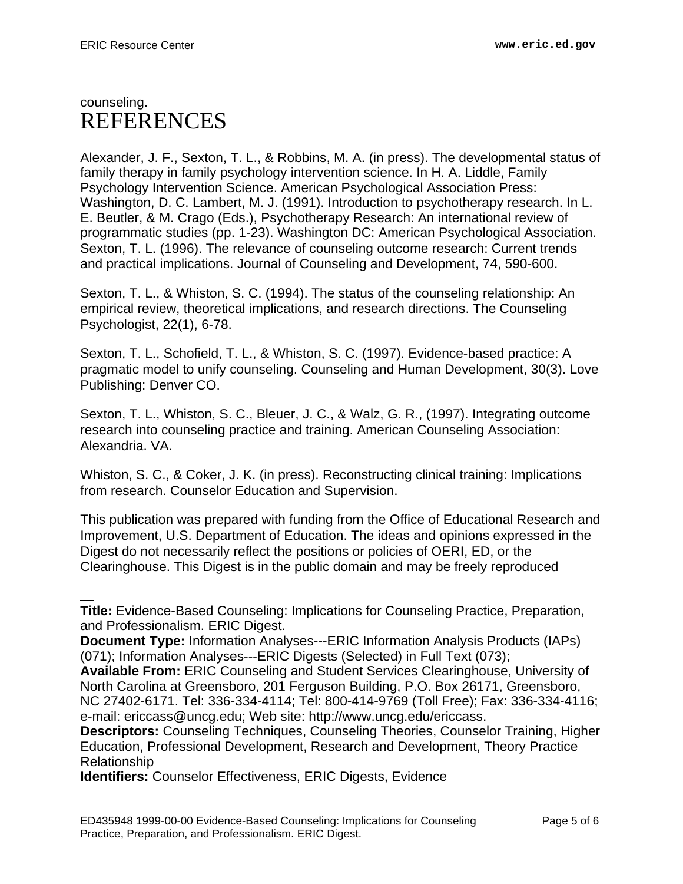counseling.

# REFERENCES

Alexander, J. F., Sexton, T. L., & Robbins, M. A. (in press). The developmental status of family therapy in family psychology intervention science. In H. A. Liddle, Family Psychology Intervention Science. American Psychological Association Press: Washington, D. C. Lambert, M. J. (1991). Introduction to psychotherapy research. In L. E. Beutler, & M. Crago (Eds.), Psychotherapy Research: An international review of programmatic studies (pp. 1-23). Washington DC: American Psychological Association. Sexton, T. L. (1996). The relevance of counseling outcome research: Current trends and practical implications. Journal of Counseling and Development, 74, 590-600.

Sexton, T. L., & Whiston, S. C. (1994). The status of the counseling relationship: An empirical review, theoretical implications, and research directions. The Counseling Psychologist, 22(1), 6-78.

Sexton, T. L., Schofield, T. L., & Whiston, S. C. (1997). Evidence-based practice: A pragmatic model to unify counseling. Counseling and Human Development, 30(3). Love Publishing: Denver CO.

Sexton, T. L., Whiston, S. C., Bleuer, J. C., & Walz, G. R., (1997). Integrating outcome research into counseling practice and training. American Counseling Association: Alexandria. VA.

Whiston, S. C., & Coker, J. K. (in press). Reconstructing clinical training: Implications from research. Counselor Education and Supervision.

This publication was prepared with funding from the Office of Educational Research and Improvement, U.S. Department of Education. The ideas and opinions expressed in the Digest do not necessarily reflect the positions or policies of OERI, ED, or the Clearinghouse. This Digest is in the public domain and may be freely reproduced

---

**Title:** Evidence-Based Counseling: Implications for Counseling Practice, Preparation, and Professionalism. ERIC Digest.
**Document Type:** Information Analyses---ERIC Information Analysis Products (IAPs) (071); Information Analyses---ERIC Digests (Selected) in Full Text (073);
**Available From:** ERIC Counseling and Student Services Clearinghouse, University of North Carolina at Greensboro, 201 Ferguson Building, P.O. Box 26171, Greensboro, NC 27402-6171. Tel: 336-334-4114; Tel: 800-414-9769 (Toll Free); Fax: 336-334-4116; e-mail: ericcass@uncg.edu; Web site: http://www.uncg.edu/ericcass.
**Descriptors:** Counseling Techniques, Counseling Theories, Counselor Training, Higher Education, Professional Development, Research and Development, Theory Practice Relationship
**Identifiers:** Counselor Effectiveness, ERIC Digests, Evidence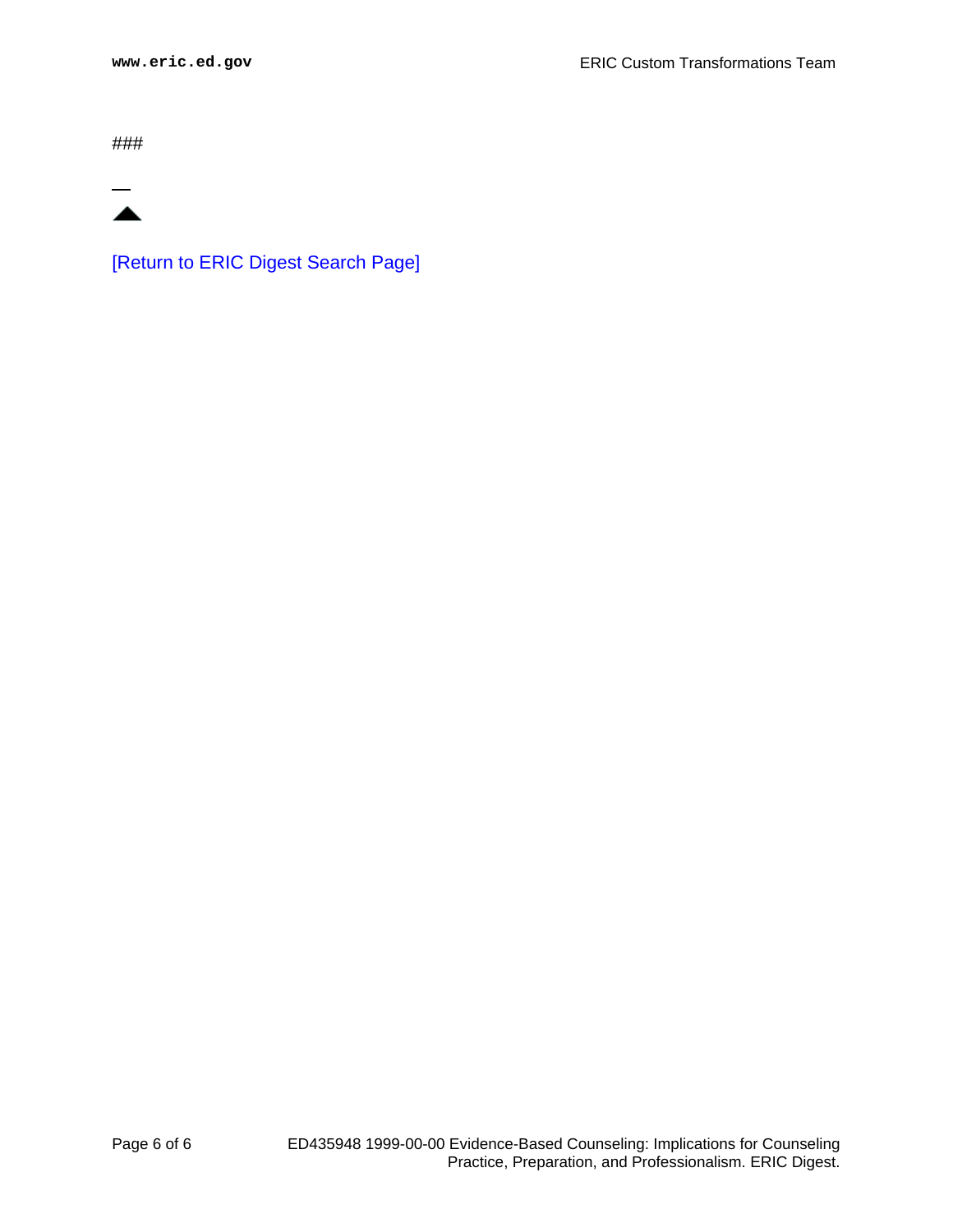###

[Return to ERIC Digest Search Page]